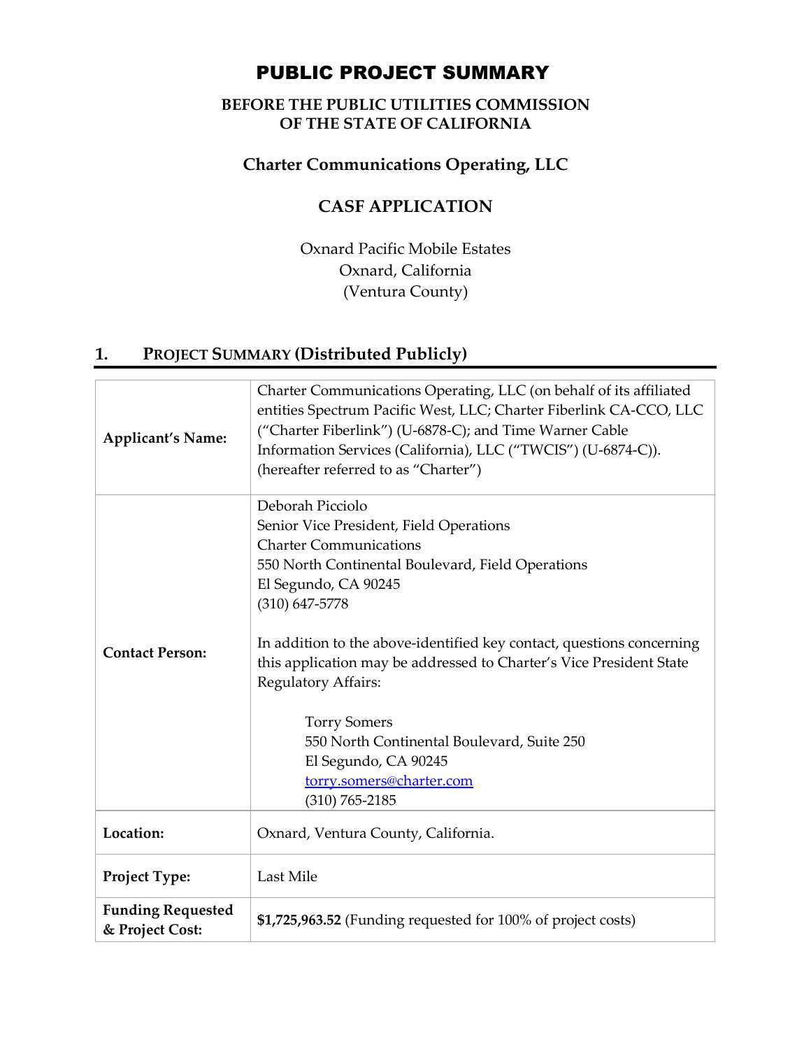# PUBLIC PROJECT SUMMARY

**BEFORE THE PUBLIC UTILITIES COMMISSION OF THE STATE OF CALIFORNIA**

## Charter Communications Operating, LLC

## CASF APPLICATION

Oxnard Pacific Mobile Estates
Oxnard, California
(Ventura County)

## 1. PROJECT SUMMARY (Distributed Publicly)

| | |
|---|---|
| **Applicant's Name:** | Charter Communications Operating, LLC (on behalf of its affiliated entities Spectrum Pacific West, LLC; Charter Fiberlink CA-CCO, LLC ("Charter Fiberlink") (U-6878-C); and Time Warner Cable Information Services (California), LLC ("TWCIS") (U-6874-C)). (hereafter referred to as "Charter") |
| **Contact Person:** | Deborah Picciolo<br>Senior Vice President, Field Operations<br>Charter Communications<br>550 North Continental Boulevard, Field Operations<br>El Segundo, CA 90245<br>(310) 647-5778<br><br>In addition to the above-identified key contact, questions concerning this application may be addressed to Charter's Vice President State Regulatory Affairs:<br><br>Torry Somers<br>550 North Continental Boulevard, Suite 250<br>El Segundo, CA 90245<br>torry.somers@charter.com<br>(310) 765-2185 |
| **Location:** | Oxnard, Ventura County, California. |
| **Project Type:** | Last Mile |
| **Funding Requested & Project Cost:** | **$1,725,963.52** (Funding requested for 100% of project costs) |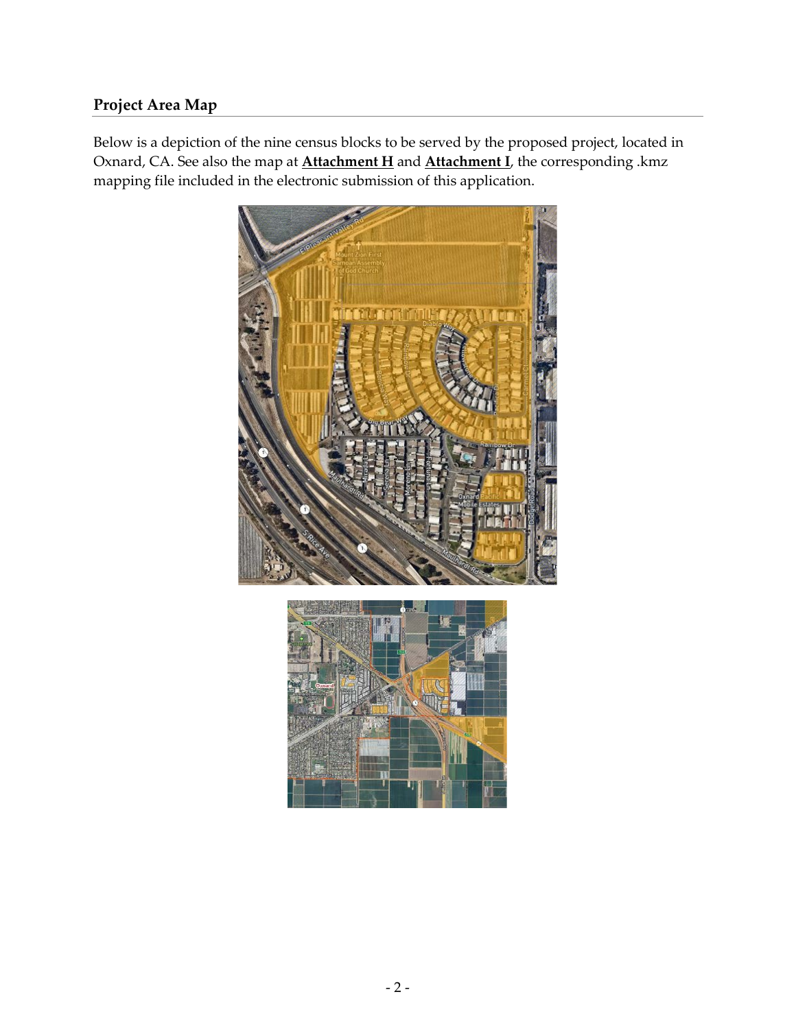## Project Area Map

Below is a depiction of the nine census blocks to be served by the proposed project, located in Oxnard, CA. See also the map at **Attachment H** and **Attachment I**, the corresponding .kmz mapping file included in the electronic submission of this application.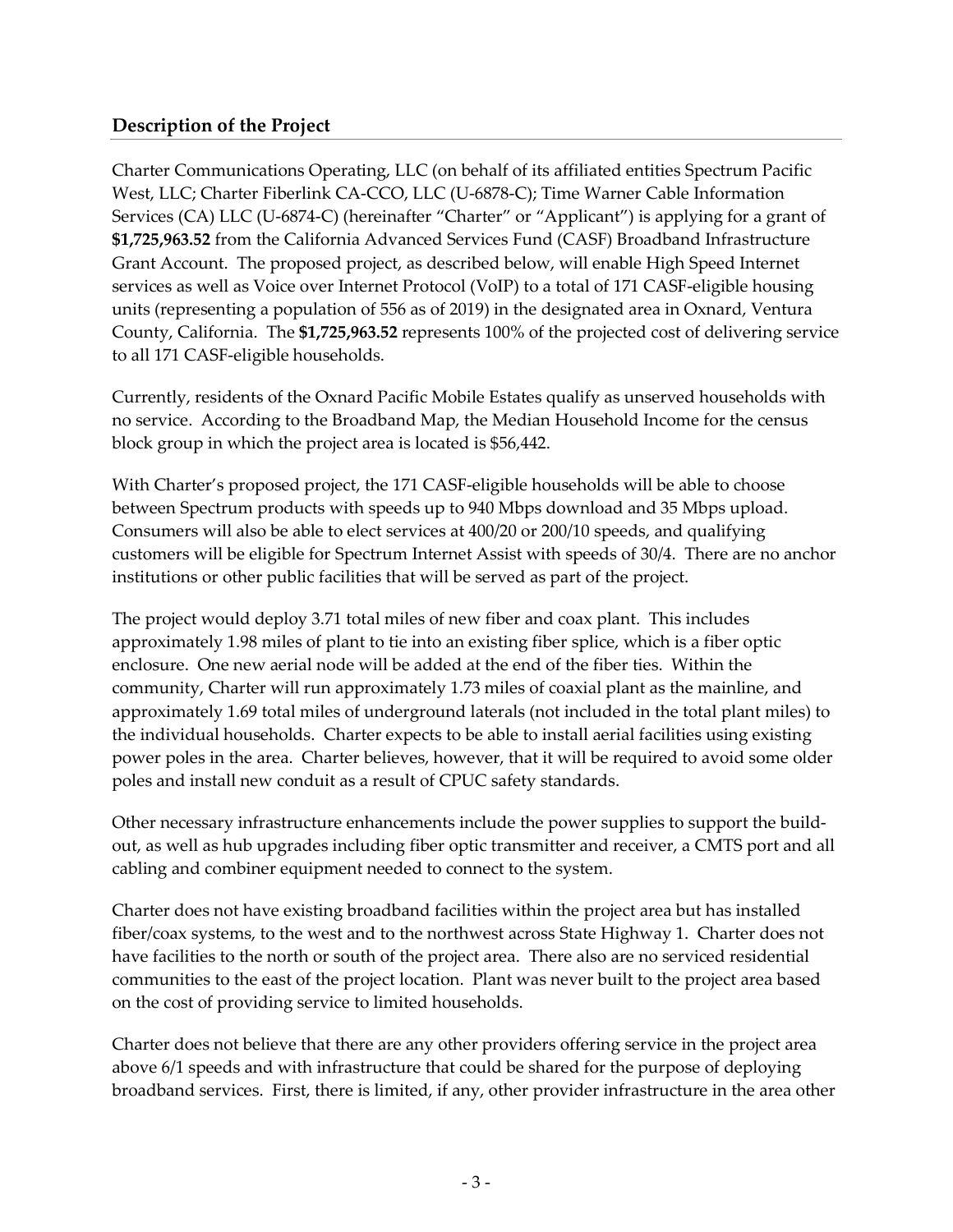## Description of the Project

Charter Communications Operating, LLC (on behalf of its affiliated entities Spectrum Pacific West, LLC; Charter Fiberlink CA-CCO, LLC (U-6878-C); Time Warner Cable Information Services (CA) LLC (U-6874-C) (hereinafter "Charter" or "Applicant") is applying for a grant of **$1,725,963.52** from the California Advanced Services Fund (CASF) Broadband Infrastructure Grant Account. The proposed project, as described below, will enable High Speed Internet services as well as Voice over Internet Protocol (VoIP) to a total of 171 CASF-eligible housing units (representing a population of 556 as of 2019) in the designated area in Oxnard, Ventura County, California. The **$1,725,963.52** represents 100% of the projected cost of delivering service to all 171 CASF-eligible households.

Currently, residents of the Oxnard Pacific Mobile Estates qualify as unserved households with no service. According to the Broadband Map, the Median Household Income for the census block group in which the project area is located is $56,442.

With Charter's proposed project, the 171 CASF-eligible households will be able to choose between Spectrum products with speeds up to 940 Mbps download and 35 Mbps upload. Consumers will also be able to elect services at 400/20 or 200/10 speeds, and qualifying customers will be eligible for Spectrum Internet Assist with speeds of 30/4. There are no anchor institutions or other public facilities that will be served as part of the project.

The project would deploy 3.71 total miles of new fiber and coax plant. This includes approximately 1.98 miles of plant to tie into an existing fiber splice, which is a fiber optic enclosure. One new aerial node will be added at the end of the fiber ties. Within the community, Charter will run approximately 1.73 miles of coaxial plant as the mainline, and approximately 1.69 total miles of underground laterals (not included in the total plant miles) to the individual households. Charter expects to be able to install aerial facilities using existing power poles in the area. Charter believes, however, that it will be required to avoid some older poles and install new conduit as a result of CPUC safety standards.

Other necessary infrastructure enhancements include the power supplies to support the build-out, as well as hub upgrades including fiber optic transmitter and receiver, a CMTS port and all cabling and combiner equipment needed to connect to the system.

Charter does not have existing broadband facilities within the project area but has installed fiber/coax systems, to the west and to the northwest across State Highway 1. Charter does not have facilities to the north or south of the project area. There also are no serviced residential communities to the east of the project location. Plant was never built to the project area based on the cost of providing service to limited households.

Charter does not believe that there are any other providers offering service in the project area above 6/1 speeds and with infrastructure that could be shared for the purpose of deploying broadband services. First, there is limited, if any, other provider infrastructure in the area other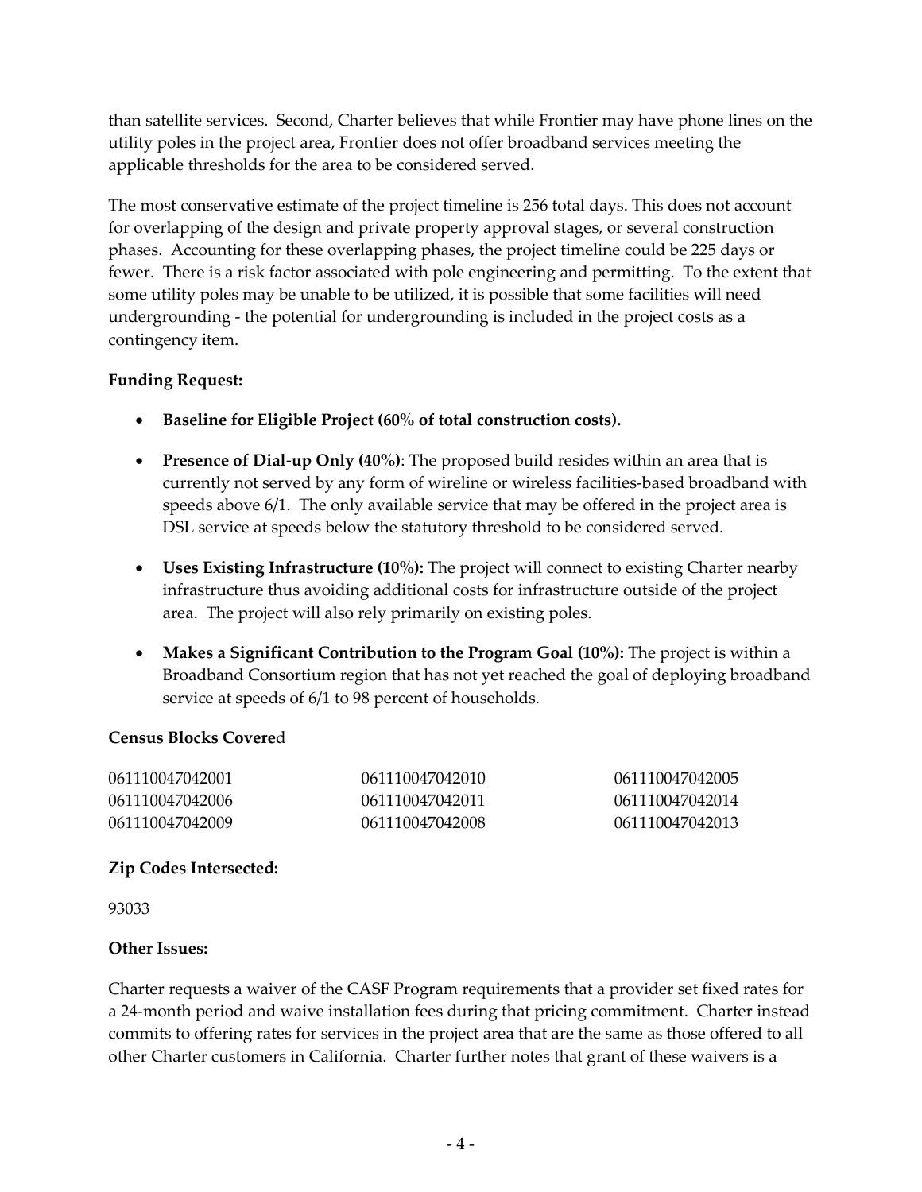than satellite services. Second, Charter believes that while Frontier may have phone lines on the utility poles in the project area, Frontier does not offer broadband services meeting the applicable thresholds for the area to be considered served.

The most conservative estimate of the project timeline is 256 total days. This does not account for overlapping of the design and private property approval stages, or several construction phases. Accounting for these overlapping phases, the project timeline could be 225 days or fewer. There is a risk factor associated with pole engineering and permitting. To the extent that some utility poles may be unable to be utilized, it is possible that some facilities will need undergrounding - the potential for undergrounding is included in the project costs as a contingency item.

**Funding Request:**

- **Baseline for Eligible Project (60% of total construction costs).**
- **Presence of Dial-up Only (40%)**: The proposed build resides within an area that is currently not served by any form of wireline or wireless facilities-based broadband with speeds above 6/1. The only available service that may be offered in the project area is DSL service at speeds below the statutory threshold to be considered served.
- **Uses Existing Infrastructure (10%):** The project will connect to existing Charter nearby infrastructure thus avoiding additional costs for infrastructure outside of the project area. The project will also rely primarily on existing poles.
- **Makes a Significant Contribution to the Program Goal (10%):** The project is within a Broadband Consortium region that has not yet reached the goal of deploying broadband service at speeds of 6/1 to 98 percent of households.

**Census Blocks Covere**d

| | | |
|---|---|---|
| 061110047042001 | 061110047042010 | 061110047042005 |
| 061110047042006 | 061110047042011 | 061110047042014 |
| 061110047042009 | 061110047042008 | 061110047042013 |

**Zip Codes Intersected:**

93033

**Other Issues:**

Charter requests a waiver of the CASF Program requirements that a provider set fixed rates for a 24-month period and waive installation fees during that pricing commitment. Charter instead commits to offering rates for services in the project area that are the same as those offered to all other Charter customers in California. Charter further notes that grant of these waivers is a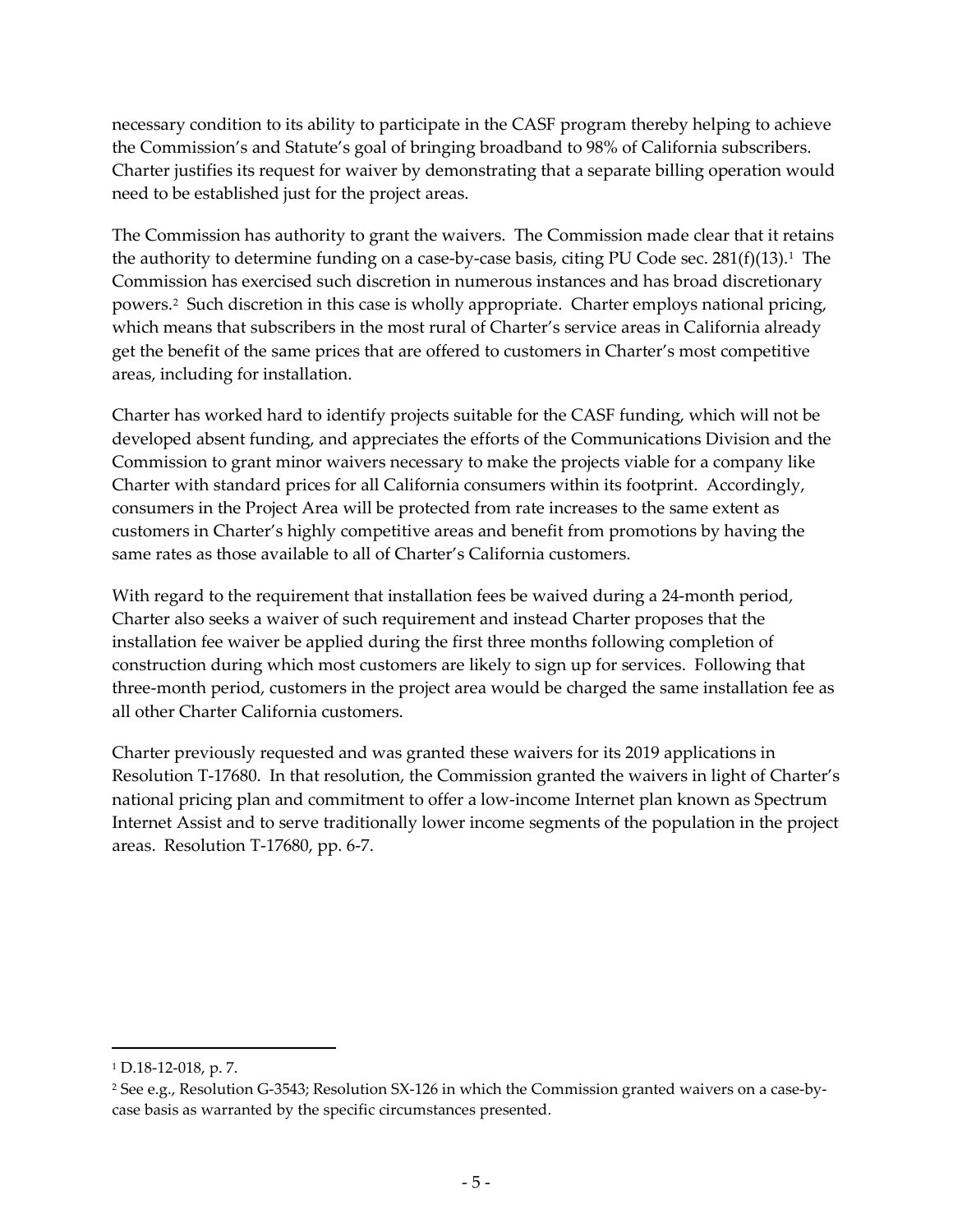necessary condition to its ability to participate in the CASF program thereby helping to achieve the Commission's and Statute's goal of bringing broadband to 98% of California subscribers. Charter justifies its request for waiver by demonstrating that a separate billing operation would need to be established just for the project areas.

The Commission has authority to grant the waivers. The Commission made clear that it retains the authority to determine funding on a case-by-case basis, citing PU Code sec. 281(f)(13).[1] The Commission has exercised such discretion in numerous instances and has broad discretionary powers.[2] Such discretion in this case is wholly appropriate. Charter employs national pricing, which means that subscribers in the most rural of Charter's service areas in California already get the benefit of the same prices that are offered to customers in Charter's most competitive areas, including for installation.

Charter has worked hard to identify projects suitable for the CASF funding, which will not be developed absent funding, and appreciates the efforts of the Communications Division and the Commission to grant minor waivers necessary to make the projects viable for a company like Charter with standard prices for all California consumers within its footprint. Accordingly, consumers in the Project Area will be protected from rate increases to the same extent as customers in Charter's highly competitive areas and benefit from promotions by having the same rates as those available to all of Charter's California customers.

With regard to the requirement that installation fees be waived during a 24-month period, Charter also seeks a waiver of such requirement and instead Charter proposes that the installation fee waiver be applied during the first three months following completion of construction during which most customers are likely to sign up for services. Following that three-month period, customers in the project area would be charged the same installation fee as all other Charter California customers.

Charter previously requested and was granted these waivers for its 2019 applications in Resolution T-17680. In that resolution, the Commission granted the waivers in light of Charter's national pricing plan and commitment to offer a low-income Internet plan known as Spectrum Internet Assist and to serve traditionally lower income segments of the population in the project areas. Resolution T-17680, pp. 6-7.

---

[1] D.18-12-018, p. 7.

[2] See e.g., Resolution G-3543; Resolution SX-126 in which the Commission granted waivers on a case-by-case basis as warranted by the specific circumstances presented.